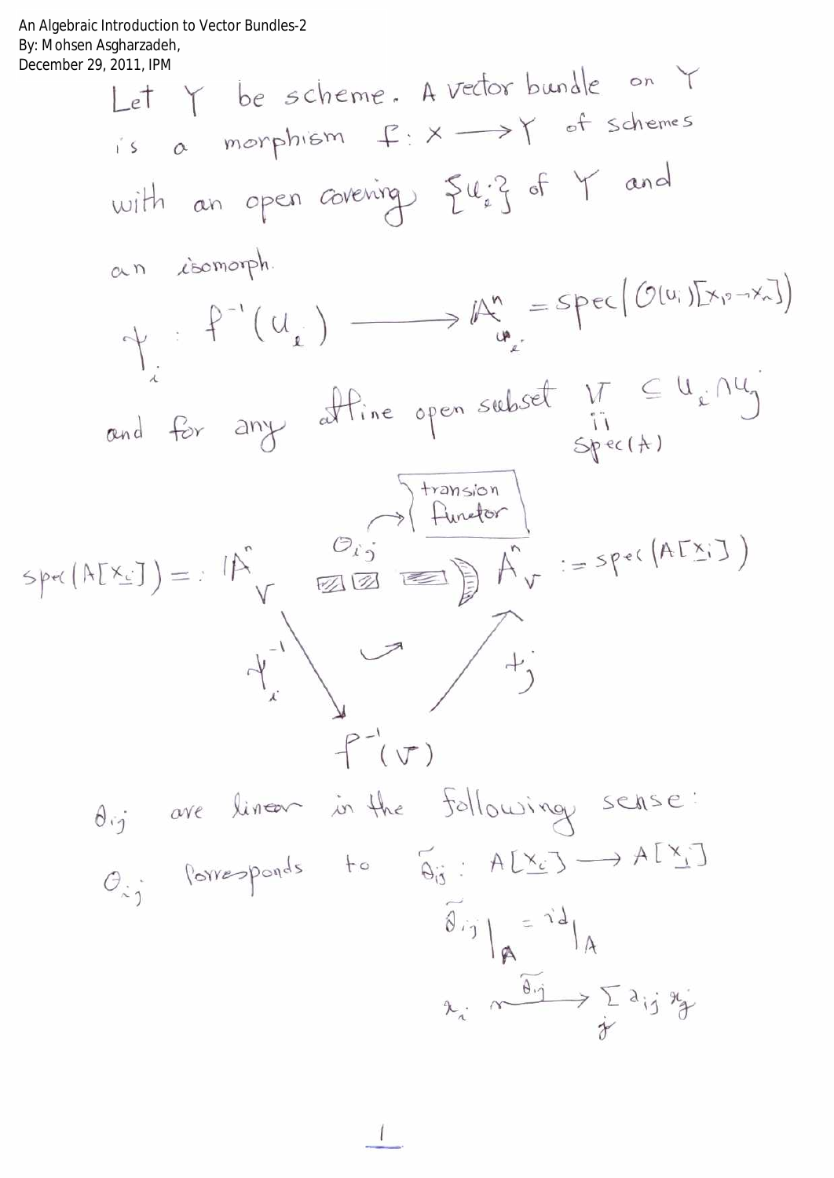An Algebraic Introduction to Vector Bundles-2
By: Mohsen Asgharzadeh,
December 29, 2011, IPM

Let $Y$ be scheme. A vector bundle on $Y$ is a morphism $f: X \longrightarrow Y$ of schemes with an open covering $\{U_i\}$ of $Y$ and an isomorph.

$$\psi_i : f^{-1}(U_i) \longrightarrow \mathbb{A}^n_{U_i} = \operatorname{spec}\left(\mathcal{O}(U_i)[x_1, \ldots, x_n]\right)$$

and for any affine open subset $V \subseteq U_i \cap U_j$, $V = \operatorname{Spec}(A)$

transion functor

$$\operatorname{spec}(A[\underline{x_i}]) =: \mathbb{A}^n_V \xrightarrow{\theta_{ij}} \mathbb{A}^n_V := \operatorname{spec}(A[\underline{x_i}])$$

$$\psi_i^{-1} : \mathbb{A}^n_V \longrightarrow f^{-1}(V), \qquad \psi_j : f^{-1}(V) \longrightarrow \mathbb{A}^n_V$$

$\theta_{ij}$ are linear in the following sense:

$\theta_{ij}$ corresponds to $\tilde{\theta}_{ij} : A[\underline{x_i}] \longrightarrow A[\underline{x_i}]$

$$\tilde{\theta}_{ij}\big|_A = id\big|_A$$

$$x_i \overset{\tilde{\theta}_{ij}}{\longmapsto} \sum_j a_{ij} x_j$$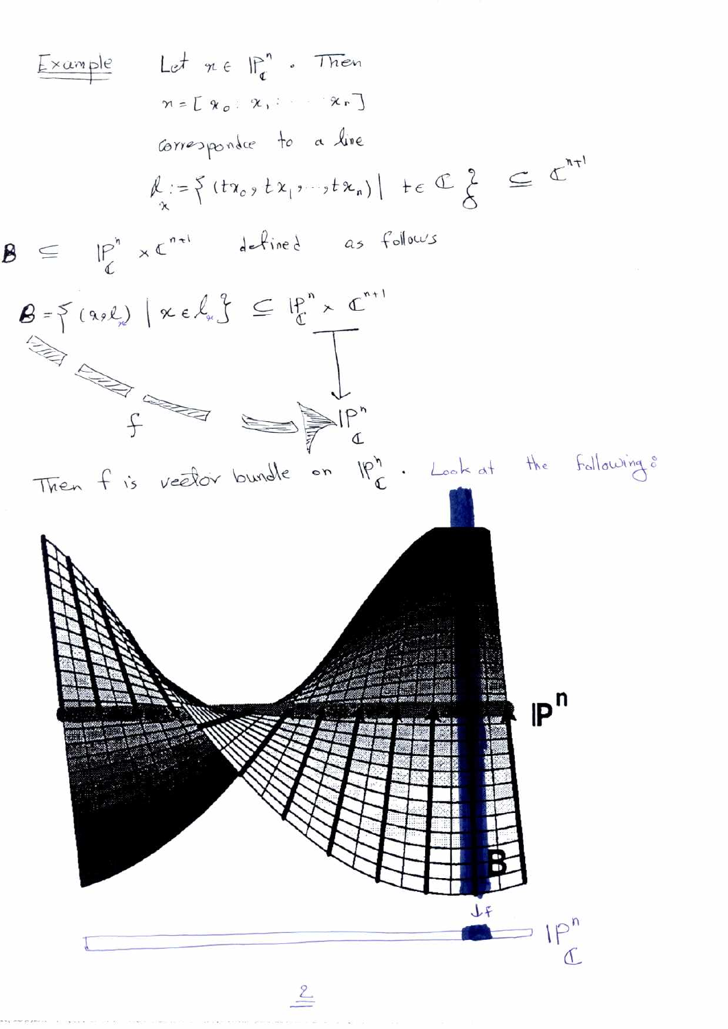**Example** Let $x \in \mathbb{P}^n_{\mathbb{C}}$. Then

$x = [x_0 : x_1 : \cdots : x_n]$

correspondce to a line

$$l_x := \{(tx_0, tx_1, \dots, tx_n) \mid t \in \mathbb{C}\} \subseteq \mathbb{C}^{n+1}$$

$B \subseteq \mathbb{P}^n_{\mathbb{C}} \times \mathbb{C}^{n+1}$ defined as follows

$$B = \{(x, l_x) \mid x \in l_x\} \subseteq \mathbb{P}^n_{\mathbb{C}} \times \mathbb{C}^{n+1}$$

$$\downarrow$$

$$\xrightarrow{f} \mathbb{P}^n_{\mathbb{C}}$$

Then $f$ is vector bundle on $\mathbb{P}^n_{\mathbb{C}}$. Look at the following:

$\mathbb{P}^n$

$B$

$\downarrow f$

$\mathbb{P}^n_{\mathbb{C}}$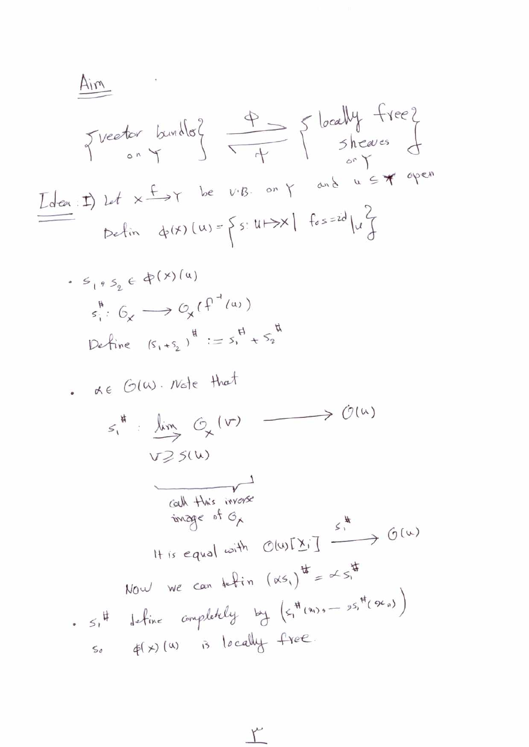# Aim

$$\left\{ \begin{array}{c} \text{vector bundles} \\ \text{on } Y \end{array} \right\} \underset{\psi}{\overset{\Phi}{\rightleftarrows}} \left\{ \begin{array}{c} \text{locally free} \\ \text{sheaves} \\ \text{on } Y \end{array} \right\}$$

<u>Idea</u>: I) Let $X \xrightarrow{f} Y$ be V.B. on $Y$ and $U \subseteq Y$ open

Defin $\Phi(X)(U) = \{ s : U \mapsto X \mid f \circ s = id|_U \}$

- $s_1, s_2 \in \Phi(X)(U)$

  $s_1^\# : \mathcal{O}_X \longrightarrow \mathcal{O}_X(f^{-1}(U))$

  Define $(s_1 + s_2)^\# := s_1^\# + s_2^\#$

- $\alpha \in \mathcal{O}(U)$. Note that

$$s_1^\# : \underbrace{\varinjlim_{V \supseteq s(U)} \mathcal{O}_X(V)}_{\text{call this inverse image of } \mathcal{O}_X} \longrightarrow \mathcal{O}(U)$$

It is equal with $\mathcal{O}(U)[X_i] \xrightarrow{s_1^\#} \mathcal{O}(U)$

Now we can defin $(\alpha s_1)^\# = \alpha s_1^\#$

- $s_1^\#$ define completely by $\left( s_1^\#(x_1), \ldots, s_1^\#(x_n) \right)$

  So $\Phi(X)(U)$ is locally free.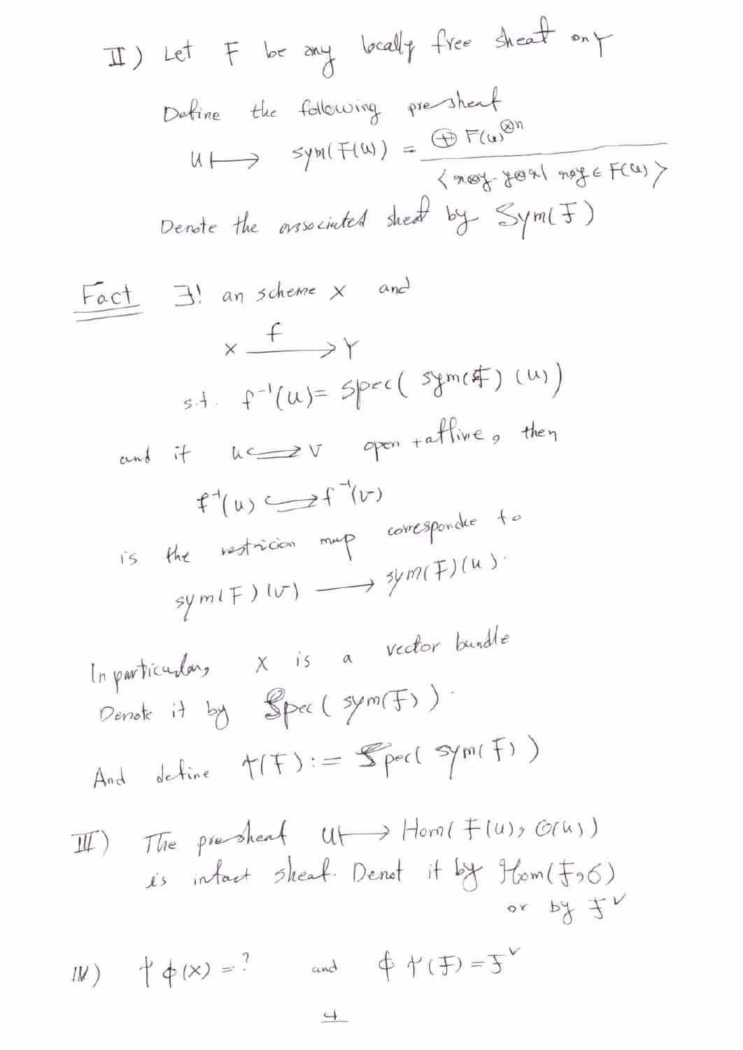II) Let $\mathcal{F}$ be any locally free sheaf on $Y$

Define the following pre-sheaf

$$U \longmapsto \operatorname{sym}(\mathcal{F}(U)) = \frac{\bigoplus \mathcal{F}(U)^{\otimes n}}{\langle x\otimes y - y\otimes x \mid x, y \in \mathcal{F}(U) \rangle}$$

Denote the associated sheaf by $\mathcal{S}ym(\mathcal{F})$

**Fact** $\exists!$ an scheme $X$ and

$$X \xrightarrow{\ f\ } Y$$

s.t. $f^{-1}(U) = \operatorname{Spec}(\operatorname{sym}(\mathcal{F})(U))$

and if $U \hookrightarrow V$ open + affine, then

$$f^{-1}(U) \hookrightarrow f^{-1}(V)$$

is the restricion map corresponde to

$$\operatorname{sym}(\mathcal{F})(V) \longrightarrow \operatorname{sym}(\mathcal{F})(U).$$

In particular, $X$ is a vector bundle

Denote it by $\mathcal{S}pec(\operatorname{sym}(\mathcal{F}))$.

And define $\Upsilon(\mathcal{F}) := \mathcal{S}pec(\operatorname{sym}(\mathcal{F}))$

III) The pre-sheaf $U \mapsto \operatorname{Hom}(\mathcal{F}(U), \mathcal{O}(U))$ is infact sheaf. Denot it by $\mathcal{H}om(\mathcal{F}, \mathcal{O})$ or by $\mathcal{F}^\vee$

IV) $\Upsilon\phi(X) = ?$ and $\phi\Upsilon(\mathcal{F}) = \mathcal{F}^\vee$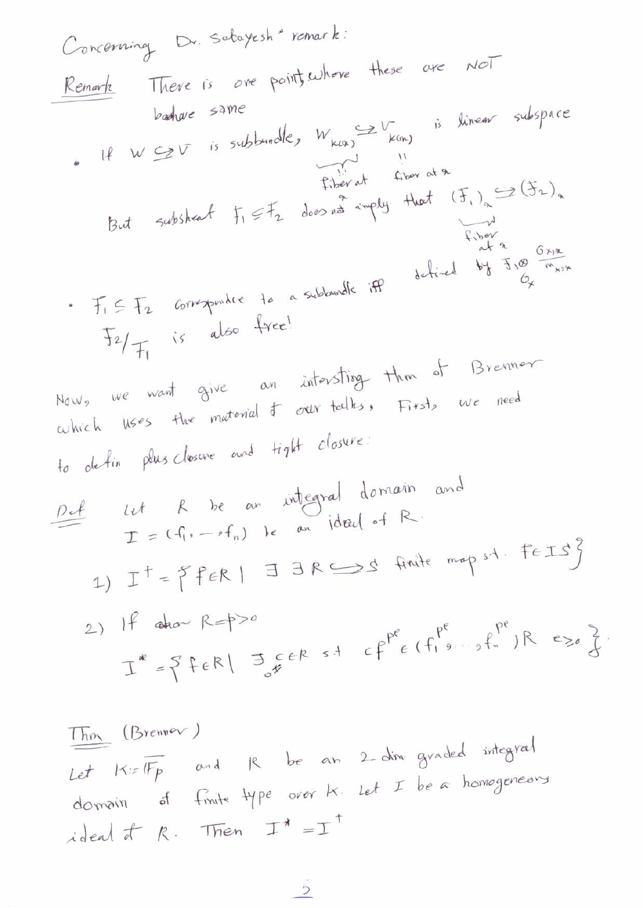Concerning Dr. Sabayesh' remark:

**Remark** There is one point where these are NOT behave same

- If $W \subseteq V$ is subbundle, $W_{k(x)} \subseteq V_{k(x)}$ is linear subspace
  (fiber at $x$, fiber at $x$)

  But subsheaf $\mathcal{F}_1 \subseteq \mathcal{F}_2$ does not imply that $(\mathcal{F}_1)_x \subseteq (\mathcal{F}_2)_x$
  (fiber at $x$ defined by $\mathcal{F}_1 \otimes_{\mathcal{O}_X} \frac{\mathcal{O}_{X,x}}{m_{X,x}}$)

- $\mathcal{F}_1 \subseteq \mathcal{F}_2$ Correspondce to a subbundle iff $\mathcal{F}_2 / \mathcal{F}_1$ is also free!

Now, we want give an intersting thm of Brenner which uses the material of our talks. First, we need to defin plus closure and tight closure:

**Def** Let $R$ be an integral domain and $I = (f_1, \ldots, f_n)$ be an ideal of $R$.

1) $I^+ = \{ f \in R \mid \exists\, R \hookrightarrow S$ finite map s.t. $f \in IS \}$

2) If char $R = p > 0$

$$I^* = \{ f \in R \mid \exists\, c \in R,\ c \neq 0 \text{ s.t. } c f^{p^e} \in (f_1^{p^e}, \ldots, f_n^{p^e})R \ \ e \geq 0 \}.$$

**Thm** (Brenner)

Let $K := \overline{\mathbb{F}_p}$ and $R$ be an 2-dim graded integral domain of finite type over $K$. Let $I$ be a homogeneous ideal of $R$. Then $I^* = I^+$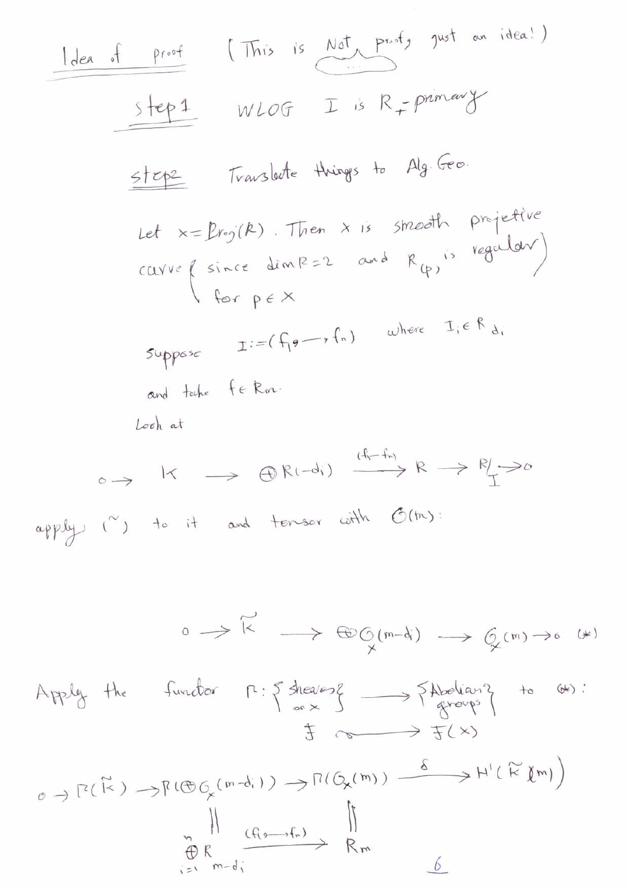Idea of proof (This is NOT proof, just an idea!)

**step 1** WLOG $I$ is $R_+$-primary

**step 2** Translate things to Alg. Geo.

Let $X = Proj(R)$. Then $X$ is smooth projective curve (since $\dim R = 2$ and $R_{(p)}$ is regular for $p \in X$)

Suppose $I := (f_1, \ldots, f_n)$ where $I_i \in R_{d_i}$

and take $f \in R_m$.

Look at

$$0 \to K \to \bigoplus R(-d_i) \xrightarrow{(f_1 \ldots f_n)} R \to R/I \to 0$$

apply $(\tilde{\ })$ to it and tensor with $\mathcal{O}(m)$:

$$0 \to \tilde{K} \to \bigoplus \mathcal{O}_X(m-d_i) \to \mathcal{O}_X(m) \to 0 \quad (*)$$

Apply the functor $\Gamma : \{\text{sheaves on } X\} \to \{\text{Abelian groups}\}$ to $(*)$:

$$\mathcal{F} \mapsto \mathcal{F}(X)$$

$$0 \to \Gamma(\tilde{K}) \to \Gamma(\bigoplus \mathcal{O}_X(m-d_i)) \to \Gamma(\mathcal{O}_X(m)) \xrightarrow{\delta} H^1(\tilde{K}(m))$$

$$\bigoplus_{i=1}^{n} R_{m-d_i} \xrightarrow{(f_1, \ldots, f_n)} R_m$$

(where $\Gamma(\bigoplus \mathcal{O}_X(m-d_i)) = \bigoplus_{i=1}^{n} R_{m-d_i}$ and $\Gamma(\mathcal{O}_X(m)) = R_m$)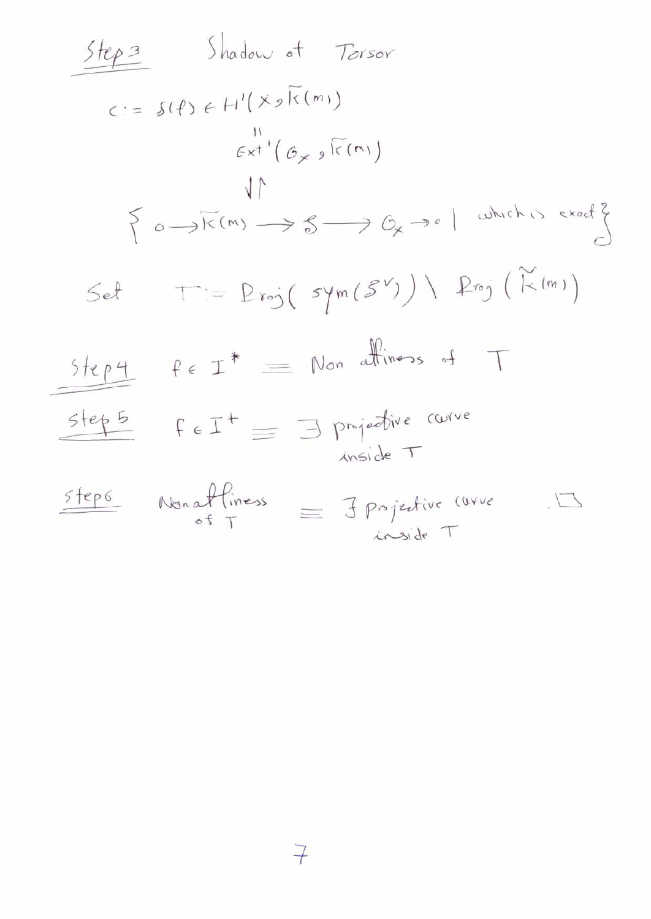**Step 3** Shadow of Torsor

$$c := \delta(f) \in H^1(X, \bar{K}(m))$$

$$\| $$

$$\mathrm{Ext}^1(\mathcal{O}_X, \bar{K}(m))$$

$$\Downarrow\Uparrow$$

$$\{ 0 \to \bar{K}(m) \to \mathcal{E} \to \mathcal{O}_X \to 0 \mid \text{which is exact} \}$$

Set $T := \mathrm{Proj}(\mathrm{sym}(\mathcal{E}^\vee)) \setminus \mathrm{Proj}(\tilde{K}(m))$

**Step 4** $f \in I^* \equiv$ Non affiness of $T$

**Step 5** $f \in I^+ \equiv \exists$ projective curve inside $T$

**Step 6** Nonaffiness of $T$ $\equiv \exists$ projective curve inside $T$ . $\square$